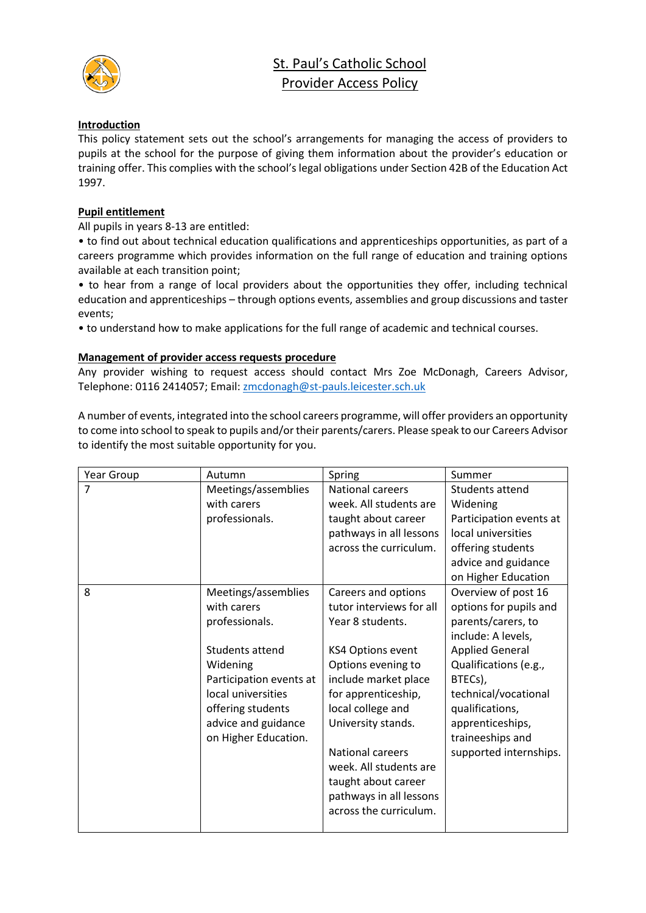# St. Paul's Catholic School
## Provider Access Policy

**Introduction**

This policy statement sets out the school's arrangements for managing the access of providers to pupils at the school for the purpose of giving them information about the provider's education or training offer. This complies with the school's legal obligations under Section 42B of the Education Act 1997.

**Pupil entitlement**

All pupils in years 8-13 are entitled:

- to find out about technical education qualifications and apprenticeships opportunities, as part of a careers programme which provides information on the full range of education and training options available at each transition point;
- to hear from a range of local providers about the opportunities they offer, including technical education and apprenticeships – through options events, assemblies and group discussions and taster events;
- to understand how to make applications for the full range of academic and technical courses.

**Management of provider access requests procedure**

Any provider wishing to request access should contact Mrs Zoe McDonagh, Careers Advisor, Telephone: 0116 2414057; Email: zmcdonagh@st-pauls.leicester.sch.uk

A number of events, integrated into the school careers programme, will offer providers an opportunity to come into school to speak to pupils and/or their parents/carers. Please speak to our Careers Advisor to identify the most suitable opportunity for you.

| Year Group | Autumn | Spring | Summer |
|---|---|---|---|
| 7 | Meetings/assemblies with carers professionals. | National careers week. All students are taught about career pathways in all lessons across the curriculum. | Students attend Widening Participation events at local universities offering students advice and guidance on Higher Education |
| 8 | Meetings/assemblies with carers professionals.<br><br>Students attend Widening Participation events at local universities offering students advice and guidance on Higher Education. | Careers and options tutor interviews for all Year 8 students.<br><br>KS4 Options event Options evening to include market place for apprenticeship, local college and University stands.<br><br>National careers week. All students are taught about career pathways in all lessons across the curriculum. | Overview of post 16 options for pupils and parents/carers, to include: A levels, Applied General Qualifications (e.g., BTECs), technical/vocational qualifications, apprenticeships, traineeships and supported internships. |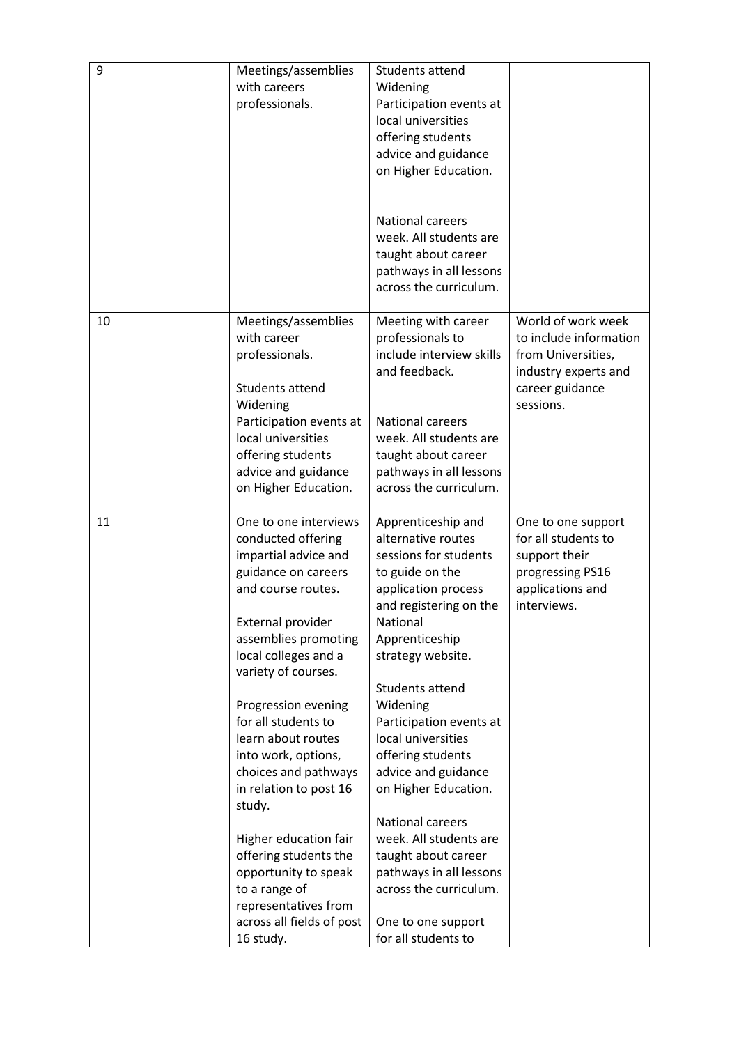| | | | |
|---|---|---|---|
| 9 | Meetings/assemblies with careers professionals. | Students attend Widening Participation events at local universities offering students advice and guidance on Higher Education.<br><br>National careers week. All students are taught about career pathways in all lessons across the curriculum. | |
| 10 | Meetings/assemblies with career professionals.<br><br>Students attend Widening Participation events at local universities offering students advice and guidance on Higher Education. | Meeting with career professionals to include interview skills and feedback.<br><br>National careers week. All students are taught about career pathways in all lessons across the curriculum. | World of work week to include information from Universities, industry experts and career guidance sessions. |
| 11 | One to one interviews conducted offering impartial advice and guidance on careers and course routes.<br><br>External provider assemblies promoting local colleges and a variety of courses.<br><br>Progression evening for all students to learn about routes into work, options, choices and pathways in relation to post 16 study.<br><br>Higher education fair offering students the opportunity to speak to a range of representatives from across all fields of post 16 study. | Apprenticeship and alternative routes sessions for students to guide on the application process and registering on the National Apprenticeship strategy website.<br><br>Students attend Widening Participation events at local universities offering students advice and guidance on Higher Education.<br><br>National careers week. All students are taught about career pathways in all lessons across the curriculum.<br><br>One to one support for all students to | One to one support for all students to support their progressing PS16 applications and interviews. |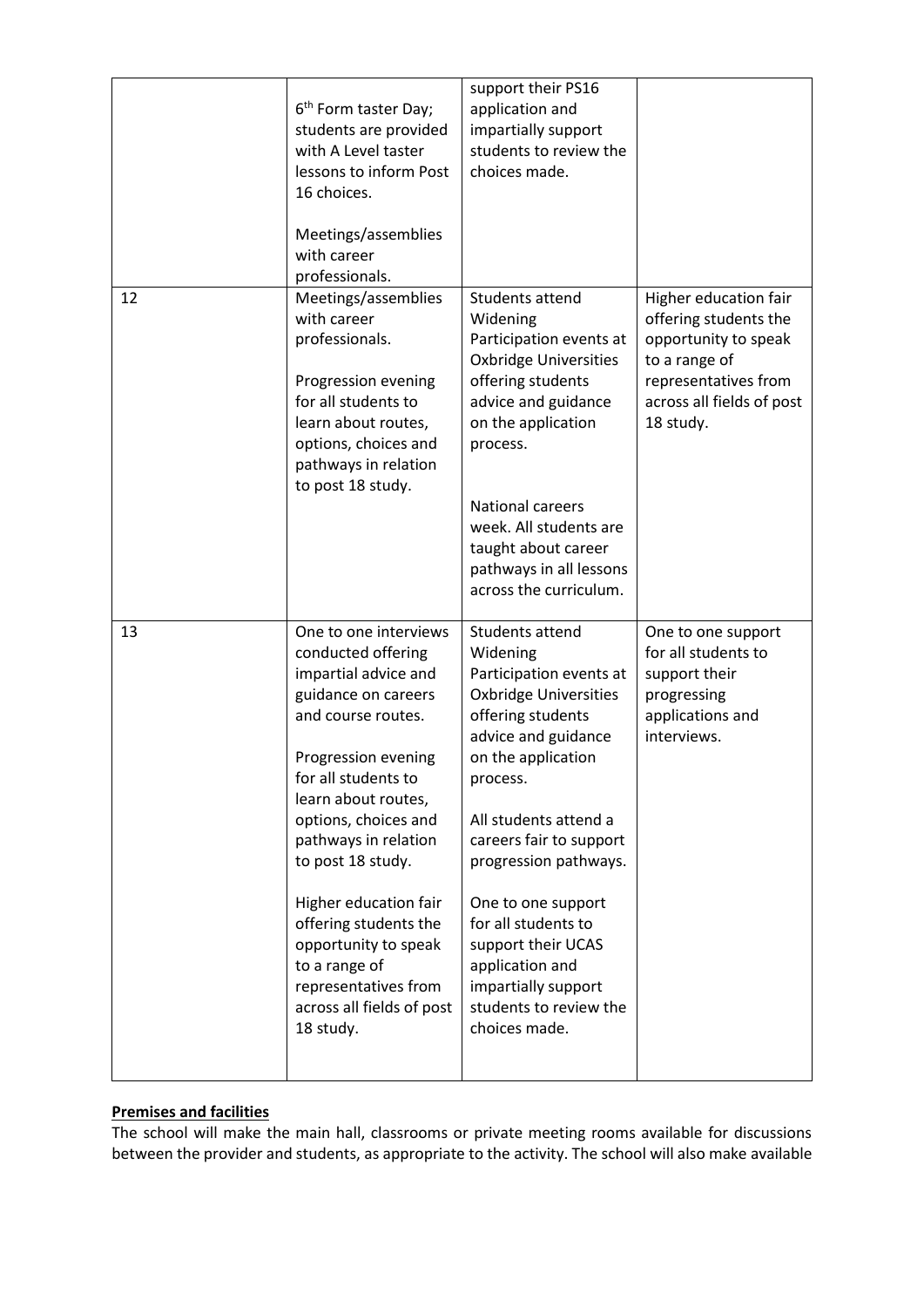| | | | |
|---|---|---|---|
| | 6th Form taster Day; students are provided with A Level taster lessons to inform Post 16 choices.<br><br>Meetings/assemblies with career professionals. | support their PS16 application and impartially support students to review the choices made. | |
| 12 | Meetings/assemblies with career professionals.<br><br>Progression evening for all students to learn about routes, options, choices and pathways in relation to post 18 study. | Students attend Widening Participation events at Oxbridge Universities offering students advice and guidance on the application process.<br><br>National careers week. All students are taught about career pathways in all lessons across the curriculum. | Higher education fair offering students the opportunity to speak to a range of representatives from across all fields of post 18 study. |
| 13 | One to one interviews conducted offering impartial advice and guidance on careers and course routes.<br><br>Progression evening for all students to learn about routes, options, choices and pathways in relation to post 18 study.<br><br>Higher education fair offering students the opportunity to speak to a range of representatives from across all fields of post 18 study. | Students attend Widening Participation events at Oxbridge Universities offering students advice and guidance on the application process.<br><br>All students attend a careers fair to support progression pathways.<br><br>One to one support for all students to support their UCAS application and impartially support students to review the choices made. | One to one support for all students to support their progressing applications and interviews. |

**Premises and facilities**

The school will make the main hall, classrooms or private meeting rooms available for discussions between the provider and students, as appropriate to the activity. The school will also make available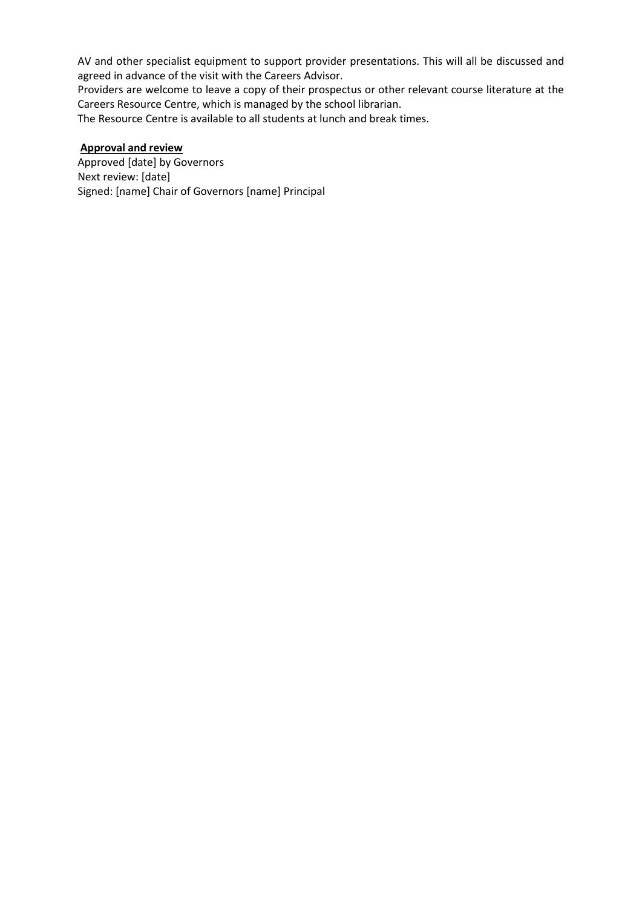AV and other specialist equipment to support provider presentations. This will all be discussed and agreed in advance of the visit with the Careers Advisor.

Providers are welcome to leave a copy of their prospectus or other relevant course literature at the Careers Resource Centre, which is managed by the school librarian.

The Resource Centre is available to all students at lunch and break times.

## Approval and review

Approved [date] by Governors

Next review: [date]

Signed: [name] Chair of Governors [name] Principal